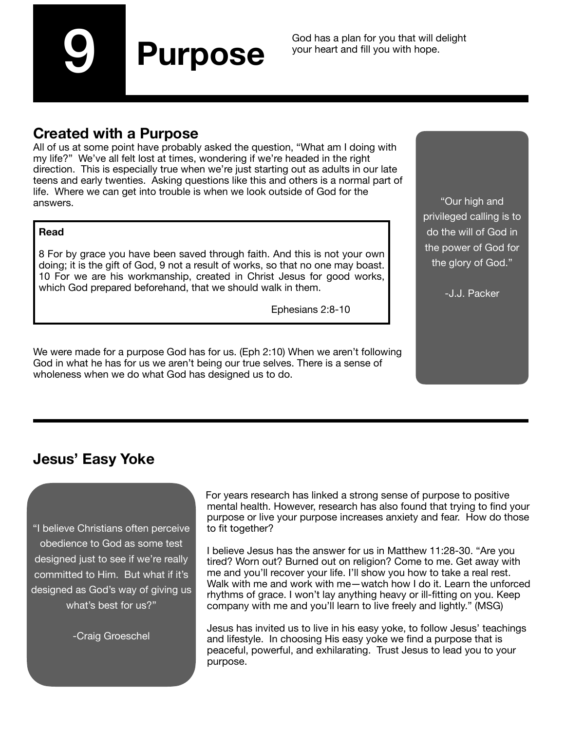# 9 Purpose

God has a plan for you that will delight your heart and fill you with hope.

## Created with a Purpose

All of us at some point have probably asked the question, "What am I doing with my life?" We've all felt lost at times, wondering if we're headed in the right direction. This is especially true when we're just starting out as adults in our late teens and early twenties. Asking questions like this and others is a normal part of life. Where we can get into trouble is when we look outside of God for the answers.

> **Read**
>
> 8 For by grace you have been saved through faith. And this is not your own doing; it is the gift of God, 9 not a result of works, so that no one may boast. 10 For we are his workmanship, created in Christ Jesus for good works, which God prepared beforehand, that we should walk in them.
>
> Ephesians 2:8-10

We were made for a purpose God has for us. (Eph 2:10) When we aren't following God in what he has for us we aren't being our true selves. There is a sense of wholeness when we do what God has designed us to do.

> "Our high and privileged calling is to do the will of God in the power of God for the glory of God."
>
> -J.J. Packer

## Jesus' Easy Yoke

> "I believe Christians often perceive obedience to God as some test designed just to see if we're really committed to Him. But what if it's designed as God's way of giving us what's best for us?"
>
> -Craig Groeschel

For years research has linked a strong sense of purpose to positive mental health. However, research has also found that trying to find your purpose or live your purpose increases anxiety and fear. How do those to fit together?

I believe Jesus has the answer for us in Matthew 11:28-30. "Are you tired? Worn out? Burned out on religion? Come to me. Get away with me and you'll recover your life. I'll show you how to take a real rest. Walk with me and work with me—watch how I do it. Learn the unforced rhythms of grace. I won't lay anything heavy or ill-fitting on you. Keep company with me and you'll learn to live freely and lightly." (MSG)

Jesus has invited us to live in his easy yoke, to follow Jesus' teachings and lifestyle. In choosing His easy yoke we find a purpose that is peaceful, powerful, and exhilarating. Trust Jesus to lead you to your purpose.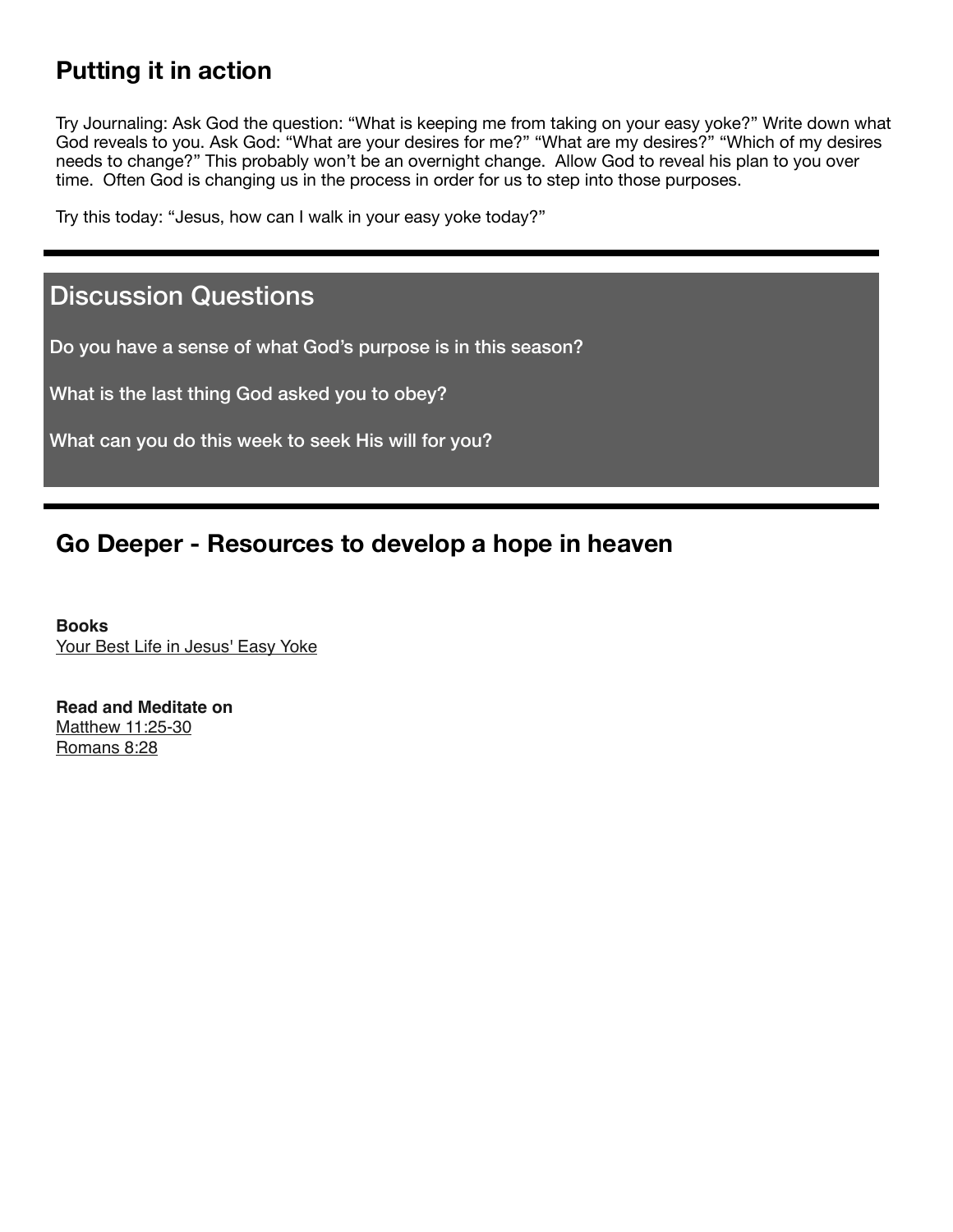## Putting it in action

Try Journaling: Ask God the question: "What is keeping me from taking on your easy yoke?" Write down what God reveals to you. Ask God: "What are your desires for me?" "What are my desires?" "Which of my desires needs to change?" This probably won't be an overnight change. Allow God to reveal his plan to you over time. Often God is changing us in the process in order for us to step into those purposes.

Try this today: "Jesus, how can I walk in your easy yoke today?"

---

## Discussion Questions

Do you have a sense of what God's purpose is in this season?

What is the last thing God asked you to obey?

What can you do this week to seek His will for you?

---

## Go Deeper - Resources to develop a hope in heaven

**Books**
Your Best Life in Jesus' Easy Yoke

**Read and Meditate on**
Matthew 11:25-30
Romans 8:28